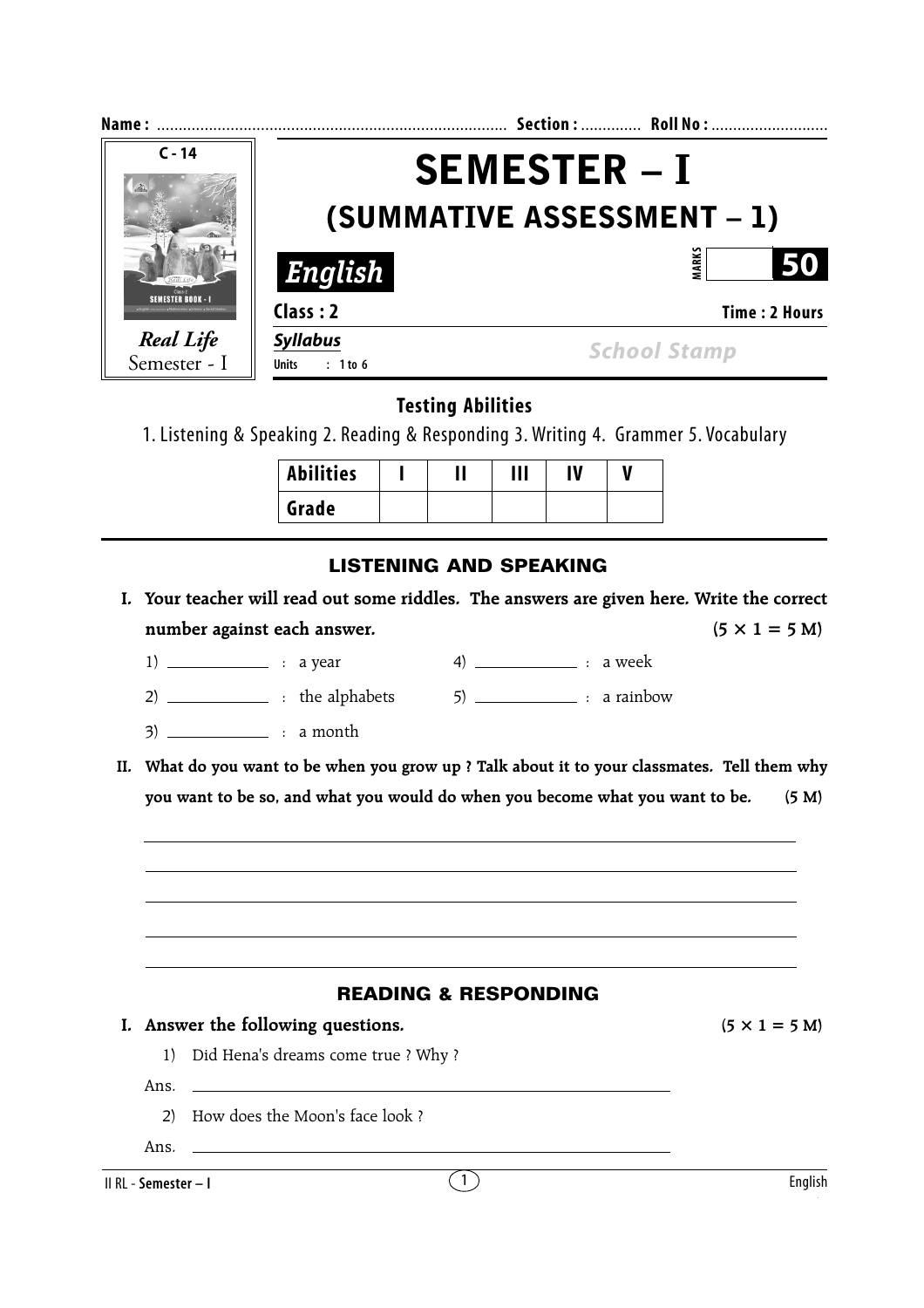Name : ................................................................................ Section : .............. Roll No : ...........................

C - 14

**Real Life**
Semester - I

# SEMESTER – I
## (SUMMATIVE ASSESSMENT – 1)

**English**

MARKS **50**

**Class : 2** **Time : 2 Hours**

***Syllabus***
**Units : 1 to 6**

School Stamp

### Testing Abilities

1. Listening & Speaking 2. Reading & Responding 3. Writing 4. Grammer 5. Vocabulary

| Abilities | I | II | III | IV | V |
|---|---|---|---|---|---|
| Grade | | | | | |

## LISTENING AND SPEAKING

**I. Your teacher will read out some riddles. The answers are given here. Write the correct number against each answer.** **(5 × 1 = 5 M)**

1) ____________ : a year
2) ____________ : the alphabets
3) ____________ : a month
4) ____________ : a week
5) ____________ : a rainbow

**II. What do you want to be when you grow up ? Talk about it to your classmates. Tell them why you want to be so, and what you would do when you become what you want to be.** **(5 M)**

______________________________________________________________

______________________________________________________________

______________________________________________________________

______________________________________________________________

______________________________________________________________

## READING & RESPONDING

**I. Answer the following questions.** **(5 × 1 = 5 M)**

1) Did Hena's dreams come true ? Why ?

Ans. ______________________________________________________

2) How does the Moon's face look ?

Ans. ______________________________________________________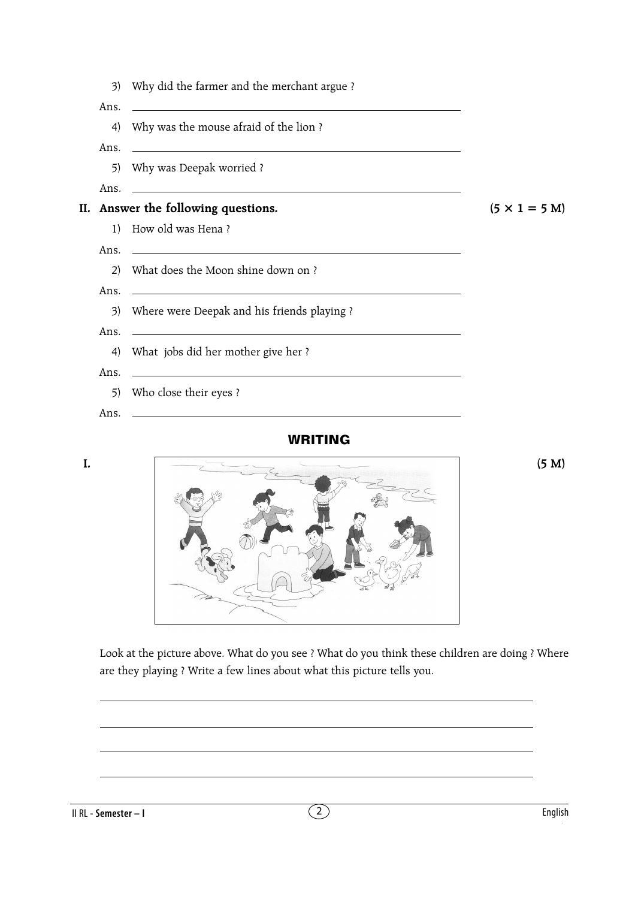3) Why did the farmer and the merchant argue ?

Ans. ______________________________

4) Why was the mouse afraid of the lion ?

Ans. ______________________________

5) Why was Deepak worried ?

Ans. ______________________________

**II. Answer the following questions.** **(5 × 1 = 5 M)**

1) How old was Hena ?

Ans. ______________________________

2) What does the Moon shine down on ?

Ans. ______________________________

3) Where were Deepak and his friends playing ?

Ans. ______________________________

4) What jobs did her mother give her ?

Ans. ______________________________

5) Who close their eyes ?

Ans. ______________________________

## WRITING

**I.** **(5 M)**

Look at the picture above. What do you see ? What do you think these children are doing ? Where are they playing ? Write a few lines about what this picture tells you.

______________________________

______________________________

______________________________

______________________________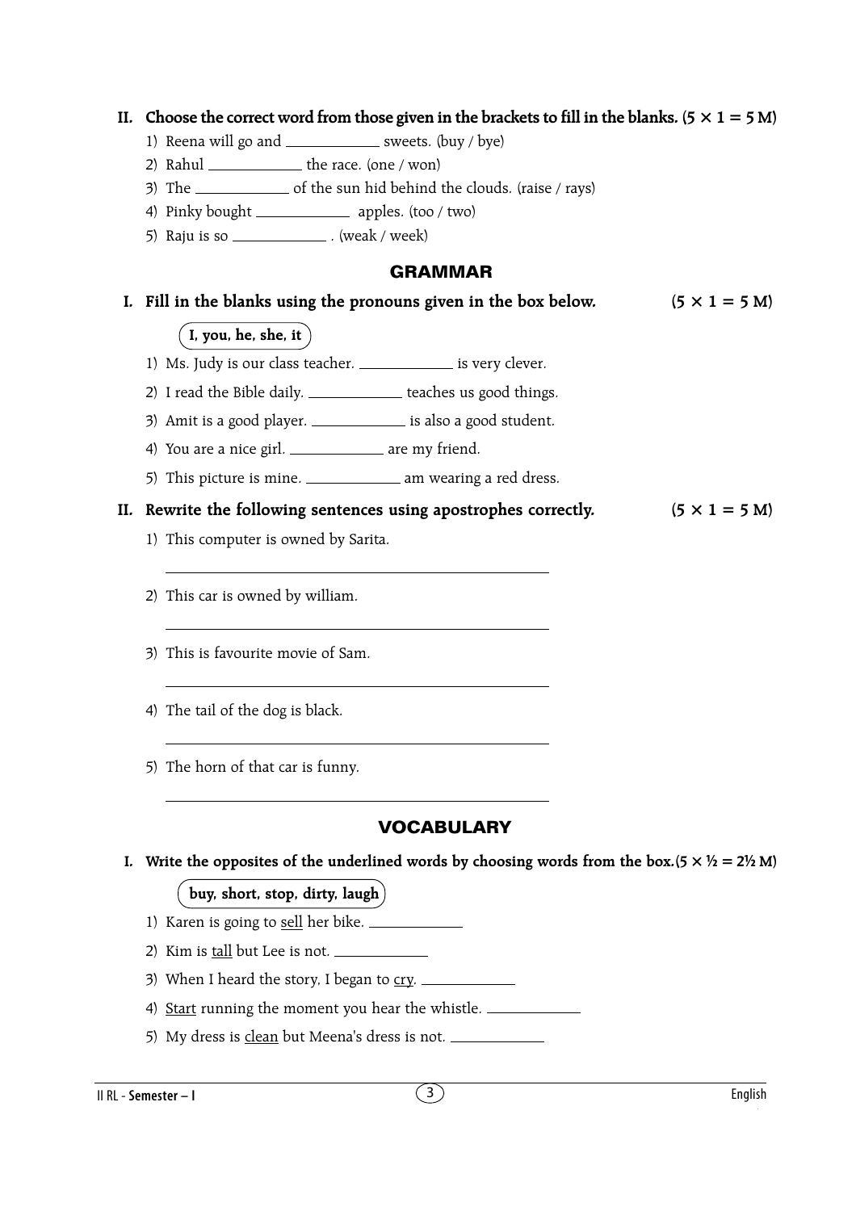**II. Choose the correct word from those given in the brackets to fill in the blanks. (5 × 1 = 5 M)**

1) Reena will go and ____________ sweets. (buy / bye)
2) Rahul ____________ the race. (one / won)
3) The ____________ of the sun hid behind the clouds. (raise / rays)
4) Pinky bought ____________ apples. (too / two)
5) Raju is so ____________ . (weak / week)

## GRAMMAR

**I. Fill in the blanks using the pronouns given in the box below. (5 × 1 = 5 M)**

**I, you, he, she, it**

1) Ms. Judy is our class teacher. ____________ is very clever.
2) I read the Bible daily. ____________ teaches us good things.
3) Amit is a good player. ____________ is also a good student.
4) You are a nice girl. ____________ are my friend.
5) This picture is mine. ____________ am wearing a red dress.

**II. Rewrite the following sentences using apostrophes correctly. (5 × 1 = 5 M)**

1) This computer is owned by Sarita.

____________________________________________

2) This car is owned by william.

____________________________________________

3) This is favourite movie of Sam.

____________________________________________

4) The tail of the dog is black.

____________________________________________

5) The horn of that car is funny.

____________________________________________

## VOCABULARY

**I. Write the opposites of the underlined words by choosing words from the box.(5 × ½ = 2½ M)**

**buy, short, stop, dirty, laugh**

1) Karen is going to <u>sell</u> her bike. ____________
2) Kim is <u>tall</u> but Lee is not. ____________
3) When I heard the story, I began to <u>cry</u>. ____________
4) <u>Start</u> running the moment you hear the whistle. ____________
5) My dress is <u>clean</u> but Meena's dress is not. ____________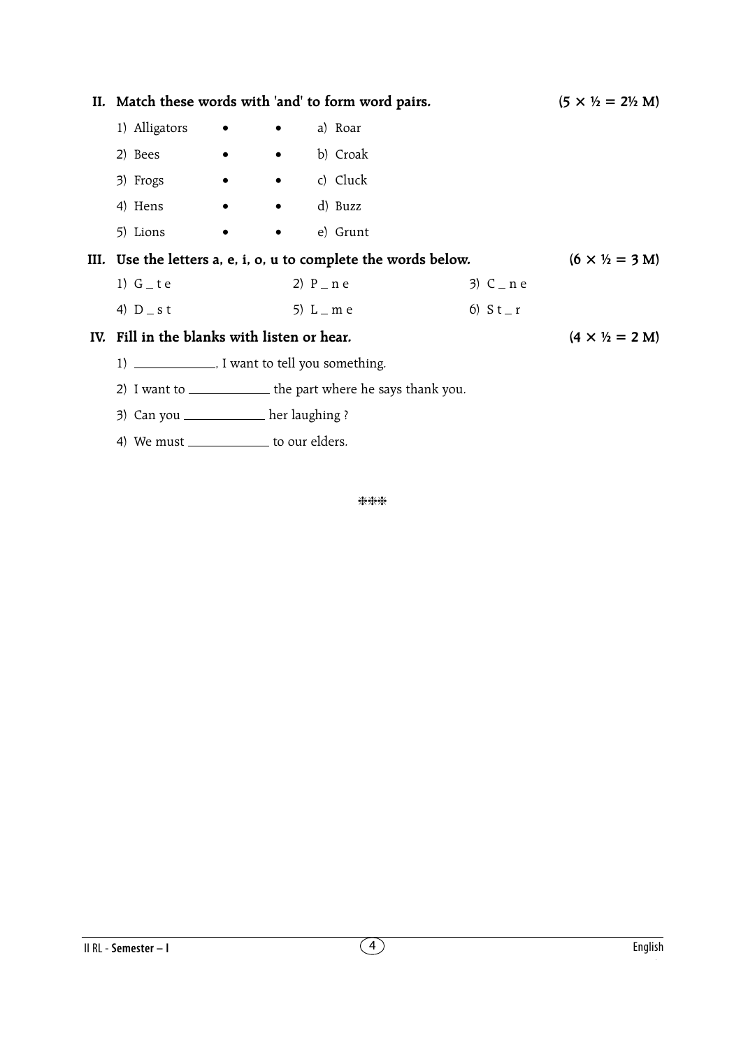**II. Match these words with 'and' to form word pairs.** **(5 × ½ = 2½ M)**

| | | | |
|---|---|---|---|
| 1) Alligators | • | • | a) Roar |
| 2) Bees | • | • | b) Croak |
| 3) Frogs | • | • | c) Cluck |
| 4) Hens | • | • | d) Buzz |
| 5) Lions | • | • | e) Grunt |

**III. Use the letters a, e, i, o, u to complete the words below.** **(6 × ½ = 3 M)**

| | | |
|---|---|---|
| 1) G _ t e | 2) P _ n e | 3) C _ n e |
| 4) D _ s t | 5) L _ m e | 6) S t _ r |

**IV. Fill in the blanks with listen or hear.** **(4 × ½ = 2 M)**

1) __________, I want to tell you something.
2) I want to __________ the part where he says thank you.
3) Can you __________ her laughing ?
4) We must __________ to our elders.

***